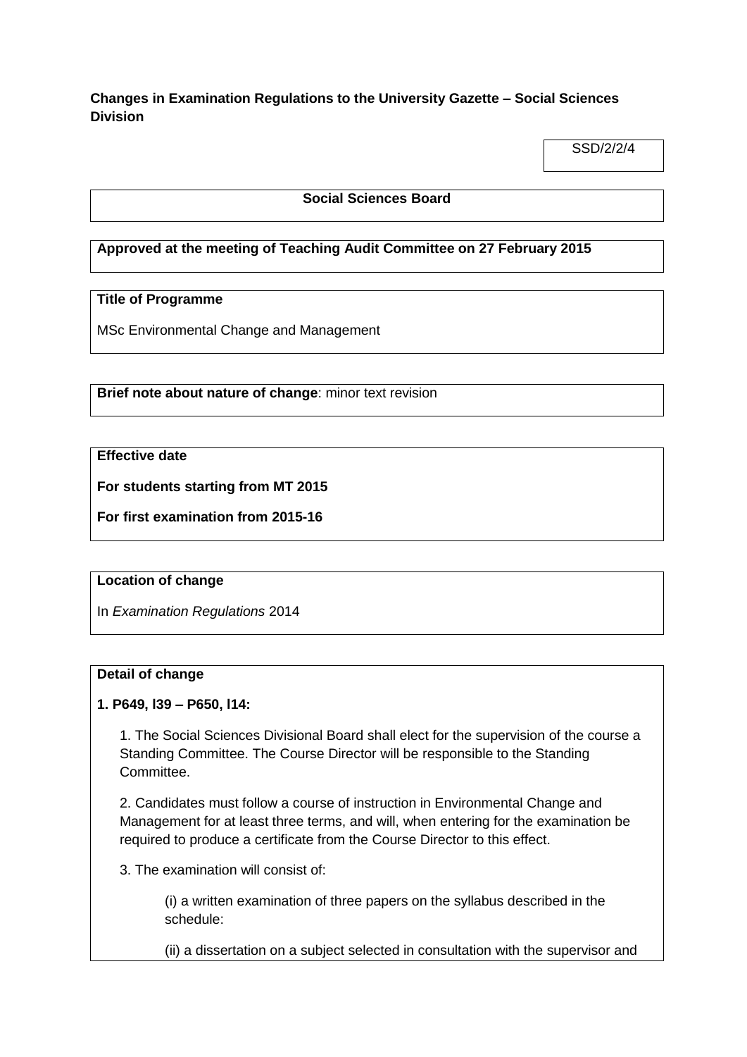**Changes in Examination Regulations to the University Gazette – Social Sciences Division**

SSD/2/2/4

**Social Sciences Board**

**Approved at the meeting of Teaching Audit Committee on 27 February 2015**

**Title of Programme**

MSc Environmental Change and Management

**Brief note about nature of change**: minor text revision

**Effective date**

**For students starting from MT 2015**

**For first examination from 2015-16**

**Location of change**

In *Examination Regulations* 2014

**Detail of change**

**1. P649, l39 – P650, l14:**

1. The Social Sciences Divisional Board shall elect for the supervision of the course a Standing Committee. The Course Director will be responsible to the Standing Committee.

2. Candidates must follow a course of instruction in Environmental Change and Management for at least three terms, and will, when entering for the examination be required to produce a certificate from the Course Director to this effect.

3. The examination will consist of:

   (i) a written examination of three papers on the syllabus described in the schedule:

   (ii) a dissertation on a subject selected in consultation with the supervisor and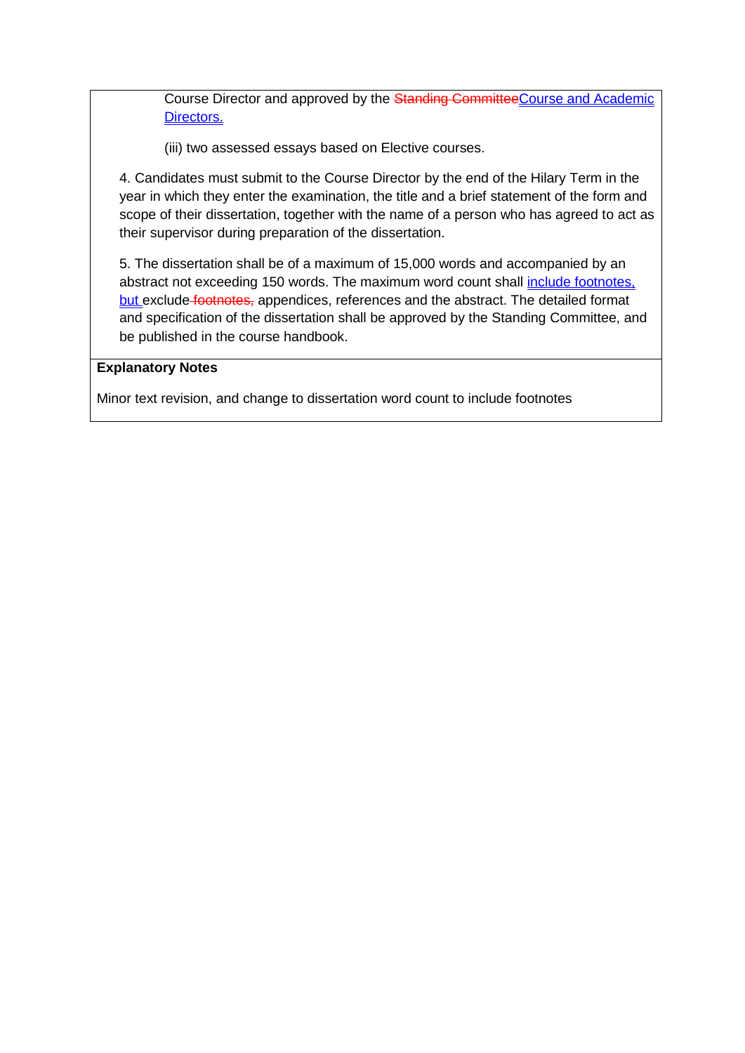Course Director and approved by the ~~Standing Committee~~Course and Academic Directors.

(iii) two assessed essays based on Elective courses.

4. Candidates must submit to the Course Director by the end of the Hilary Term in the year in which they enter the examination, the title and a brief statement of the form and scope of their dissertation, together with the name of a person who has agreed to act as their supervisor during preparation of the dissertation.

5. The dissertation shall be of a maximum of 15,000 words and accompanied by an abstract not exceeding 150 words. The maximum word count shall include footnotes, but exclude ~~footnotes,~~ appendices, references and the abstract. The detailed format and specification of the dissertation shall be approved by the Standing Committee, and be published in the course handbook.

**Explanatory Notes**

Minor text revision, and change to dissertation word count to include footnotes